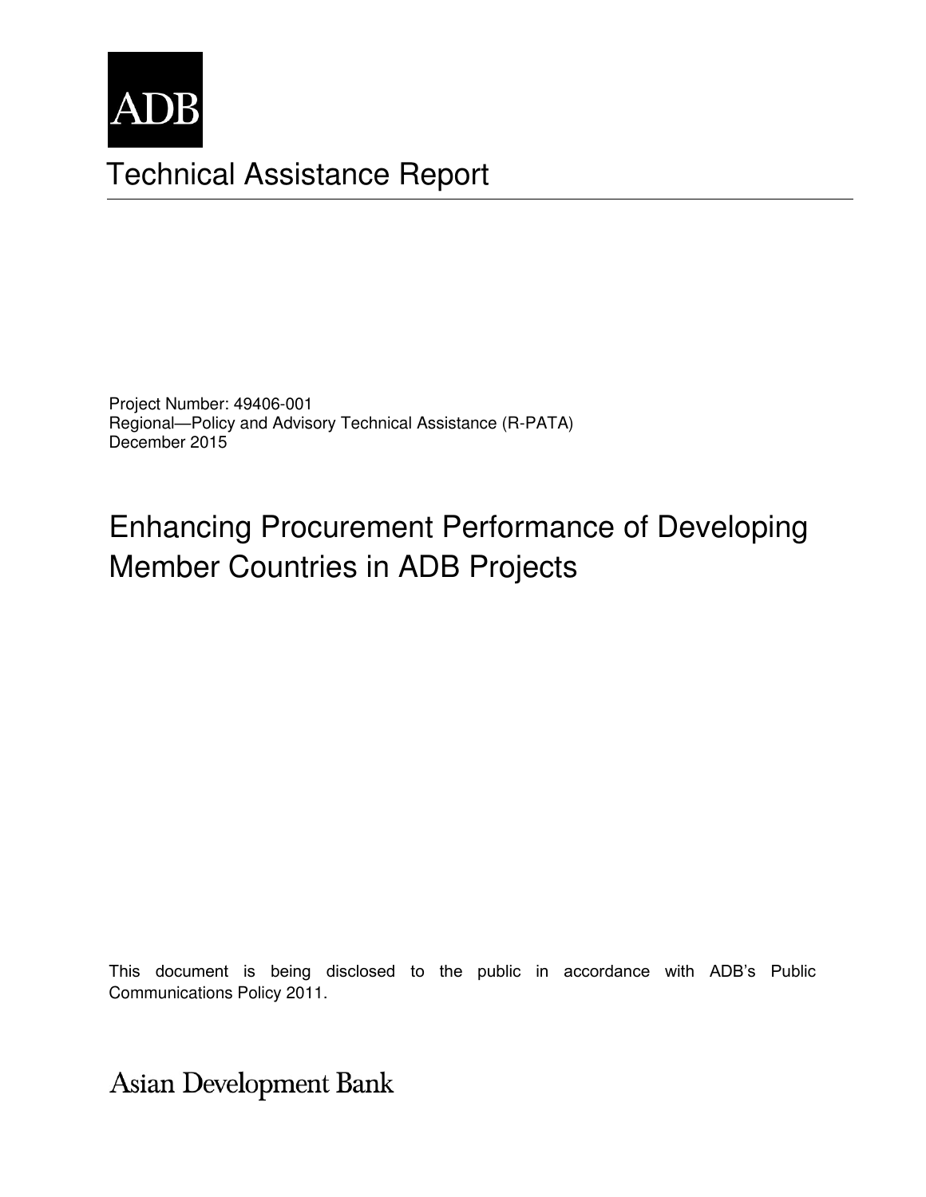ADB

# Technical Assistance Report

Project Number: 49406-001
Regional—Policy and Advisory Technical Assistance (R-PATA)
December 2015

## Enhancing Procurement Performance of Developing Member Countries in ADB Projects

This document is being disclosed to the public in accordance with ADB's Public Communications Policy 2011.

Asian Development Bank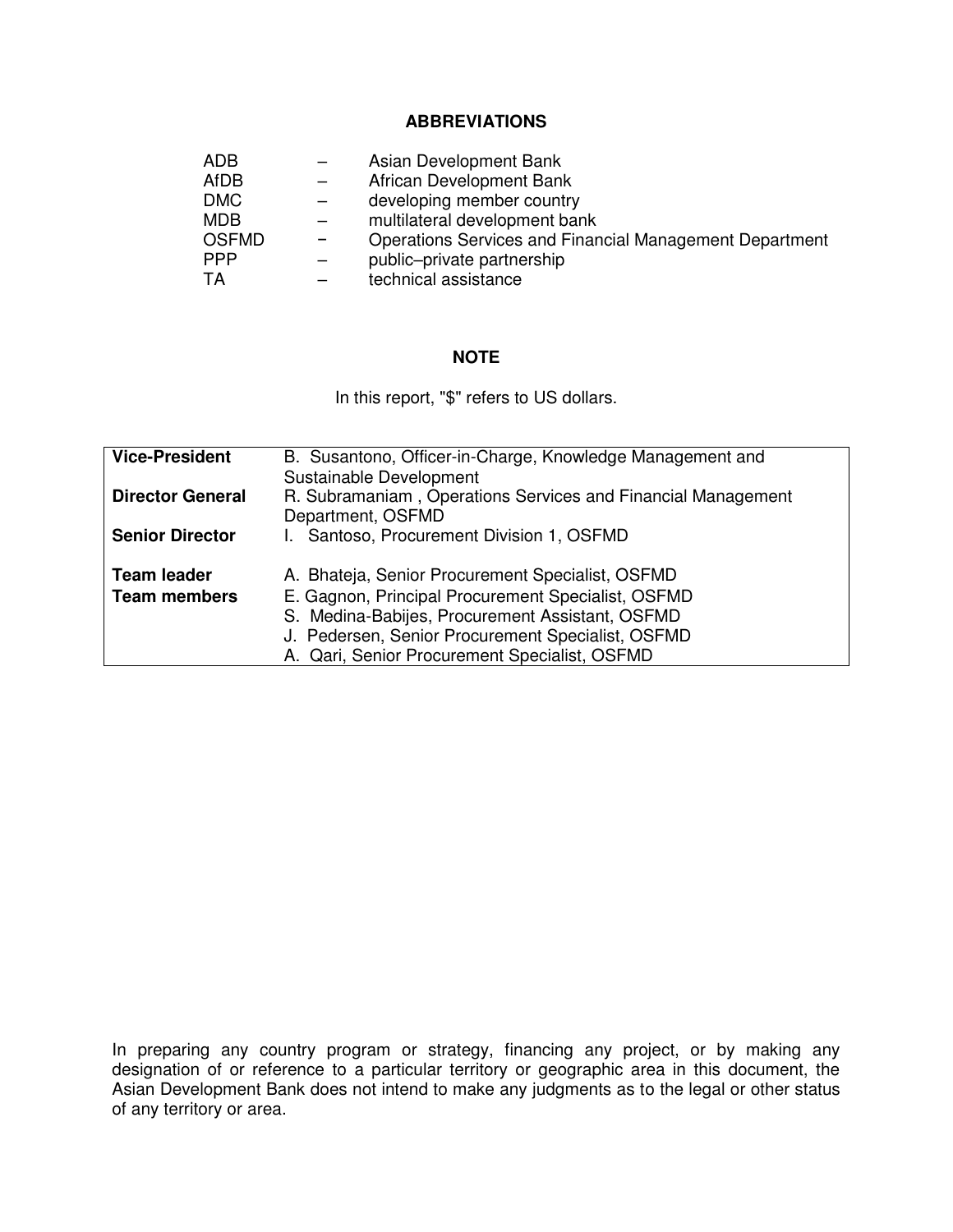## ABBREVIATIONS

| | | |
|---|---|---|
| ADB | – | Asian Development Bank |
| AfDB | – | African Development Bank |
| DMC | – | developing member country |
| MDB | – | multilateral development bank |
| OSFMD | – | Operations Services and Financial Management Department |
| PPP | – | public–private partnership |
| TA | – | technical assistance |

## NOTE

In this report, "$" refers to US dollars.

| | |
|---|---|
| **Vice-President** | B. Susantono, Officer-in-Charge, Knowledge Management and Sustainable Development |
| **Director General** | R. Subramaniam , Operations Services and Financial Management Department, OSFMD |
| **Senior Director** | I. Santoso, Procurement Division 1, OSFMD |
| **Team leader** | A. Bhateja, Senior Procurement Specialist, OSFMD |
| **Team members** | E. Gagnon, Principal Procurement Specialist, OSFMD |
| | S. Medina-Babijes, Procurement Assistant, OSFMD |
| | J. Pedersen, Senior Procurement Specialist, OSFMD |
| | A. Qari, Senior Procurement Specialist, OSFMD |

In preparing any country program or strategy, financing any project, or by making any designation of or reference to a particular territory or geographic area in this document, the Asian Development Bank does not intend to make any judgments as to the legal or other status of any territory or area.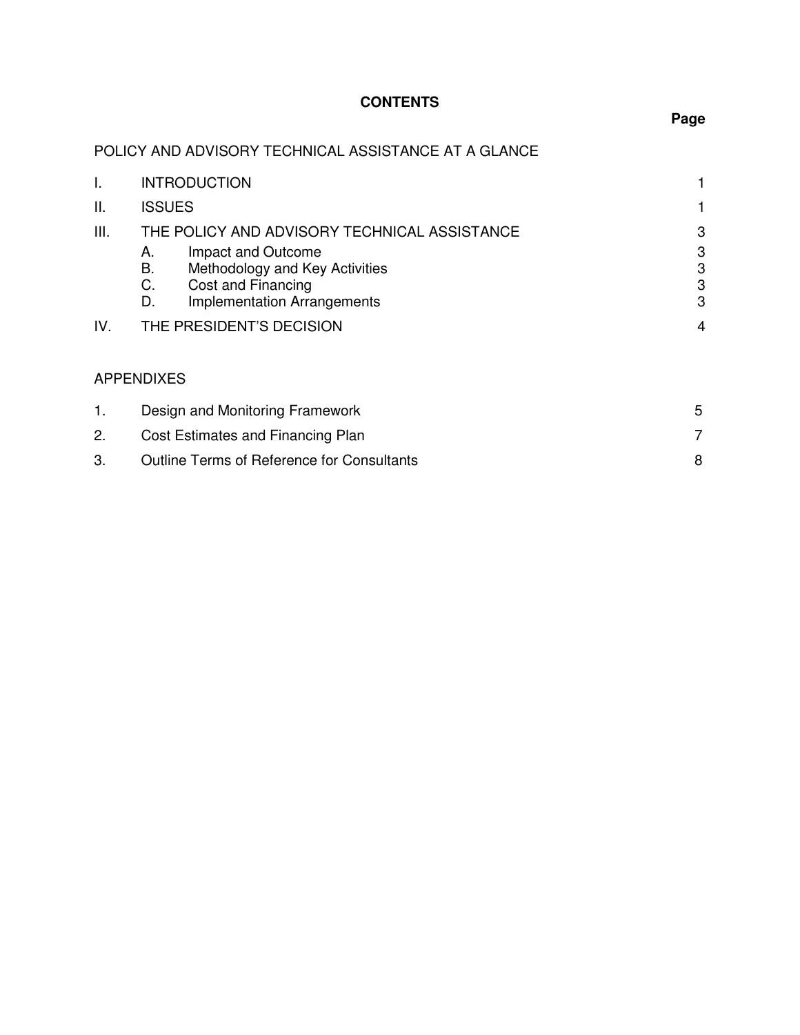# CONTENTS

| | | Page |
|---|---|---|
| POLICY AND ADVISORY TECHNICAL ASSISTANCE AT A GLANCE | | |
| I. | INTRODUCTION | 1 |
| II. | ISSUES | 1 |
| III. | THE POLICY AND ADVISORY TECHNICAL ASSISTANCE | 3 |
| | A. Impact and Outcome | 3 |
| | B. Methodology and Key Activities | 3 |
| | C. Cost and Financing | 3 |
| | D. Implementation Arrangements | 3 |
| IV. | THE PRESIDENT'S DECISION | 4 |

APPENDIXES

| | | |
|---|---|---|
| 1. | Design and Monitoring Framework | 5 |
| 2. | Cost Estimates and Financing Plan | 7 |
| 3. | Outline Terms of Reference for Consultants | 8 |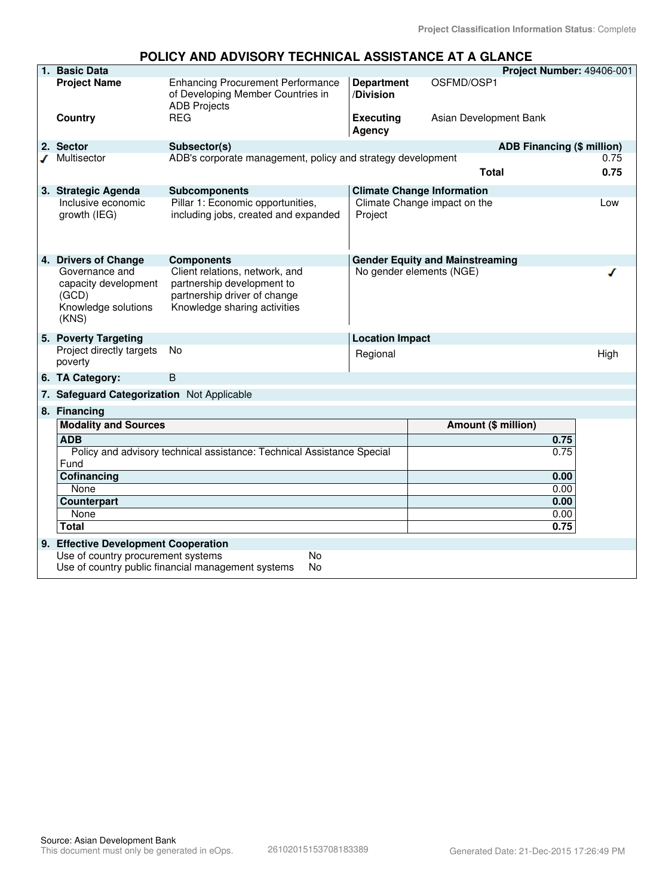Project Classification Information Status: Complete

# POLICY AND ADVISORY TECHNICAL ASSISTANCE AT A GLANCE

| **1. Basic Data** | | | **Project Number:** 49406-001 |
|---|---|---|---|
| **Project Name** | Enhancing Procurement Performance of Developing Member Countries in ADB Projects | **Department /Division** | OSFMD/OSP1 |
| **Country** | REG | **Executing Agency** | Asian Development Bank |

| **2. Sector** | **Subsector(s)** | **ADB Financing ($ million)** |
|---|---|---|
| ✓ Multisector | ADB's corporate management, policy and strategy development | 0.75 |
| | **Total** | **0.75** |

| **3. Strategic Agenda** | **Subcomponents** | **Climate Change Information** | |
|---|---|---|---|
| Inclusive economic growth (IEG) | Pillar 1: Economic opportunities, including jobs, created and expanded | Climate Change impact on the Project | Low |

| **4. Drivers of Change** | **Components** | **Gender Equity and Mainstreaming** | |
|---|---|---|---|
| Governance and capacity development (GCD) | Client relations, network, and partnership development to partnership driver of change | No gender elements (NGE) | ✓ |
| Knowledge solutions (KNS) | Knowledge sharing activities | | |

| **5. Poverty Targeting** | | **Location Impact** | |
|---|---|---|---|
| Project directly targets poverty | No | Regional | High |

**6. TA Category:** B

**7. Safeguard Categorization** Not Applicable

**8. Financing**

| Modality and Sources | Amount ($ million) |
|---|---|
| **ADB** | **0.75** |
| Policy and advisory technical assistance: Technical Assistance Special Fund | 0.75 |
| **Cofinancing** | **0.00** |
| None | 0.00 |
| **Counterpart** | **0.00** |
| None | 0.00 |
| **Total** | **0.75** |

**9. Effective Development Cooperation**

| | |
|---|---|
| Use of country procurement systems | No |
| Use of country public financial management systems | No |

Source: Asian Development Bank
This document must only be generated in eOps. 26102015153708183389 Generated Date: 21-Dec-2015 17:26:49 PM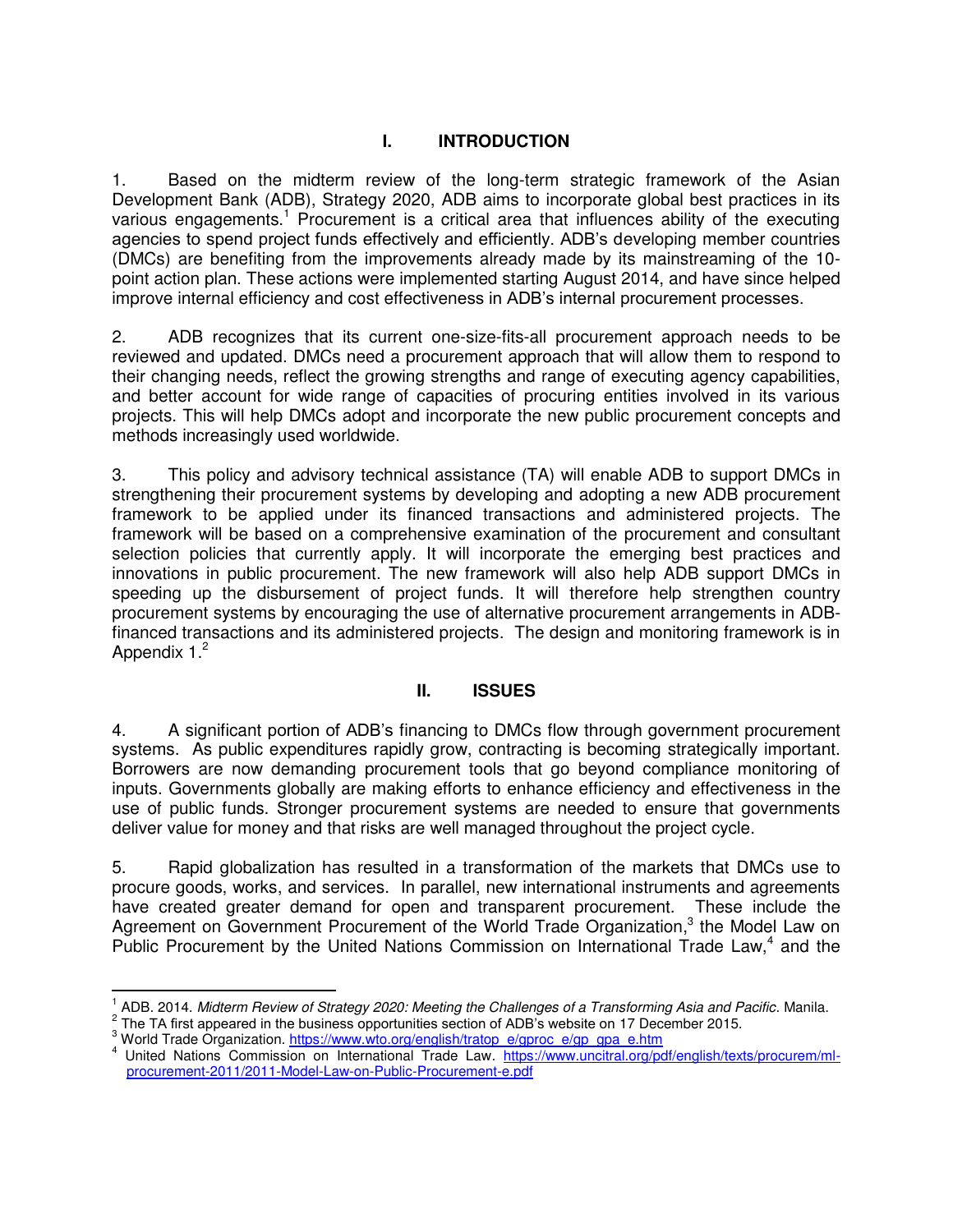## I. INTRODUCTION

1. Based on the midterm review of the long-term strategic framework of the Asian Development Bank (ADB), Strategy 2020, ADB aims to incorporate global best practices in its various engagements.[1] Procurement is a critical area that influences ability of the executing agencies to spend project funds effectively and efficiently. ADB's developing member countries (DMCs) are benefiting from the improvements already made by its mainstreaming of the 10-point action plan. These actions were implemented starting August 2014, and have since helped improve internal efficiency and cost effectiveness in ADB's internal procurement processes.

2. ADB recognizes that its current one-size-fits-all procurement approach needs to be reviewed and updated. DMCs need a procurement approach that will allow them to respond to their changing needs, reflect the growing strengths and range of executing agency capabilities, and better account for wide range of capacities of procuring entities involved in its various projects. This will help DMCs adopt and incorporate the new public procurement concepts and methods increasingly used worldwide.

3. This policy and advisory technical assistance (TA) will enable ADB to support DMCs in strengthening their procurement systems by developing and adopting a new ADB procurement framework to be applied under its financed transactions and administered projects. The framework will be based on a comprehensive examination of the procurement and consultant selection policies that currently apply. It will incorporate the emerging best practices and innovations in public procurement. The new framework will also help ADB support DMCs in speeding up the disbursement of project funds. It will therefore help strengthen country procurement systems by encouraging the use of alternative procurement arrangements in ADB-financed transactions and its administered projects. The design and monitoring framework is in Appendix 1.[2]

## II. ISSUES

4. A significant portion of ADB's financing to DMCs flow through government procurement systems. As public expenditures rapidly grow, contracting is becoming strategically important. Borrowers are now demanding procurement tools that go beyond compliance monitoring of inputs. Governments globally are making efforts to enhance efficiency and effectiveness in the use of public funds. Stronger procurement systems are needed to ensure that governments deliver value for money and that risks are well managed throughout the project cycle.

5. Rapid globalization has resulted in a transformation of the markets that DMCs use to procure goods, works, and services. In parallel, new international instruments and agreements have created greater demand for open and transparent procurement. These include the Agreement on Government Procurement of the World Trade Organization,[3] the Model Law on Public Procurement by the United Nations Commission on International Trade Law,[4] and the

---

[1] ADB. 2014. *Midterm Review of Strategy 2020: Meeting the Challenges of a Transforming Asia and Pacific*. Manila.

[2] The TA first appeared in the business opportunities section of ADB's website on 17 December 2015.

[3] World Trade Organization. https://www.wto.org/english/tratop_e/gproc_e/gp_gpa_e.htm

[4] United Nations Commission on International Trade Law. https://www.uncitral.org/pdf/english/texts/procurem/ml-procurement-2011/2011-Model-Law-on-Public-Procurement-e.pdf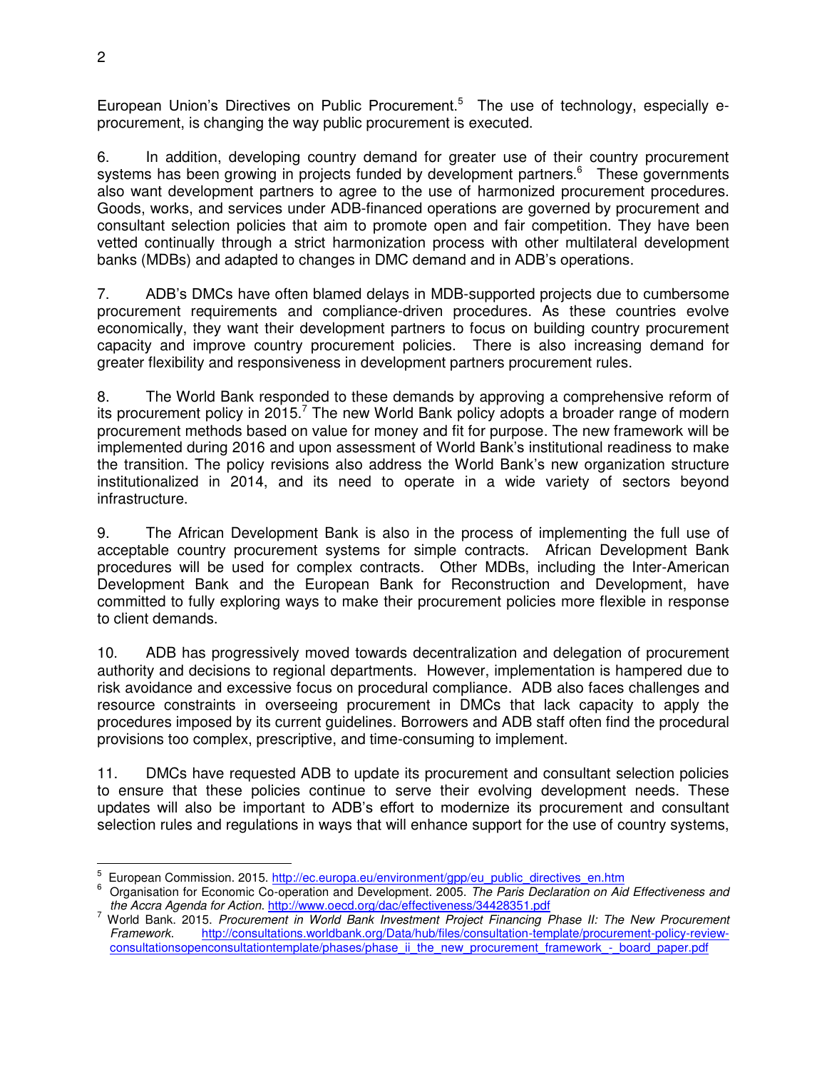European Union's Directives on Public Procurement.[5] The use of technology, especially e-procurement, is changing the way public procurement is executed.

6. In addition, developing country demand for greater use of their country procurement systems has been growing in projects funded by development partners.[6] These governments also want development partners to agree to the use of harmonized procurement procedures. Goods, works, and services under ADB-financed operations are governed by procurement and consultant selection policies that aim to promote open and fair competition. They have been vetted continually through a strict harmonization process with other multilateral development banks (MDBs) and adapted to changes in DMC demand and in ADB's operations.

7. ADB's DMCs have often blamed delays in MDB-supported projects due to cumbersome procurement requirements and compliance-driven procedures. As these countries evolve economically, they want their development partners to focus on building country procurement capacity and improve country procurement policies. There is also increasing demand for greater flexibility and responsiveness in development partners procurement rules.

8. The World Bank responded to these demands by approving a comprehensive reform of its procurement policy in 2015.[7] The new World Bank policy adopts a broader range of modern procurement methods based on value for money and fit for purpose. The new framework will be implemented during 2016 and upon assessment of World Bank's institutional readiness to make the transition. The policy revisions also address the World Bank's new organization structure institutionalized in 2014, and its need to operate in a wide variety of sectors beyond infrastructure.

9. The African Development Bank is also in the process of implementing the full use of acceptable country procurement systems for simple contracts. African Development Bank procedures will be used for complex contracts. Other MDBs, including the Inter-American Development Bank and the European Bank for Reconstruction and Development, have committed to fully exploring ways to make their procurement policies more flexible in response to client demands.

10. ADB has progressively moved towards decentralization and delegation of procurement authority and decisions to regional departments. However, implementation is hampered due to risk avoidance and excessive focus on procedural compliance. ADB also faces challenges and resource constraints in overseeing procurement in DMCs that lack capacity to apply the procedures imposed by its current guidelines. Borrowers and ADB staff often find the procedural provisions too complex, prescriptive, and time-consuming to implement.

11. DMCs have requested ADB to update its procurement and consultant selection policies to ensure that these policies continue to serve their evolving development needs. These updates will also be important to ADB's effort to modernize its procurement and consultant selection rules and regulations in ways that will enhance support for the use of country systems,

---

[5] European Commission. 2015. http://ec.europa.eu/environment/gpp/eu_public_directives_en.htm

[6] Organisation for Economic Co-operation and Development. 2005. *The Paris Declaration on Aid Effectiveness and the Accra Agenda for Action*. http://www.oecd.org/dac/effectiveness/34428351.pdf

[7] World Bank. 2015. *Procurement in World Bank Investment Project Financing Phase II: The New Procurement Framework*. http://consultations.worldbank.org/Data/hub/files/consultation-template/procurement-policy-review-consultationsopenconsultationtemplate/phases/phase_ii_the_new_procurement_framework_-_board_paper.pdf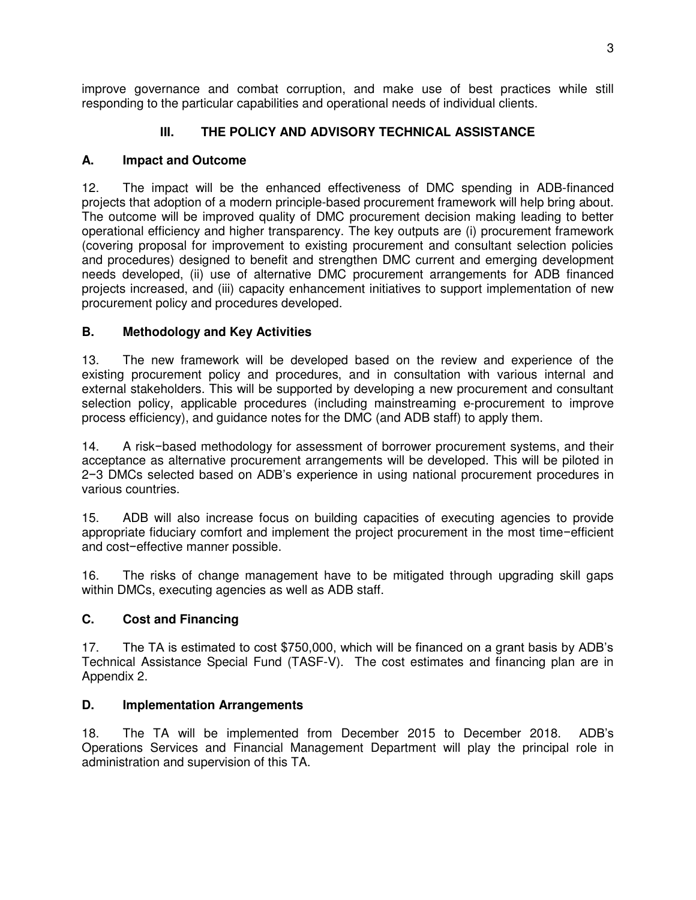improve governance and combat corruption, and make use of best practices while still responding to the particular capabilities and operational needs of individual clients.

## III. THE POLICY AND ADVISORY TECHNICAL ASSISTANCE

### A. Impact and Outcome

12. The impact will be the enhanced effectiveness of DMC spending in ADB-financed projects that adoption of a modern principle-based procurement framework will help bring about. The outcome will be improved quality of DMC procurement decision making leading to better operational efficiency and higher transparency. The key outputs are (i) procurement framework (covering proposal for improvement to existing procurement and consultant selection policies and procedures) designed to benefit and strengthen DMC current and emerging development needs developed, (ii) use of alternative DMC procurement arrangements for ADB financed projects increased, and (iii) capacity enhancement initiatives to support implementation of new procurement policy and procedures developed.

### B. Methodology and Key Activities

13. The new framework will be developed based on the review and experience of the existing procurement policy and procedures, and in consultation with various internal and external stakeholders. This will be supported by developing a new procurement and consultant selection policy, applicable procedures (including mainstreaming e-procurement to improve process efficiency), and guidance notes for the DMC (and ADB staff) to apply them.

14. A risk−based methodology for assessment of borrower procurement systems, and their acceptance as alternative procurement arrangements will be developed. This will be piloted in 2−3 DMCs selected based on ADB's experience in using national procurement procedures in various countries.

15. ADB will also increase focus on building capacities of executing agencies to provide appropriate fiduciary comfort and implement the project procurement in the most time−efficient and cost−effective manner possible.

16. The risks of change management have to be mitigated through upgrading skill gaps within DMCs, executing agencies as well as ADB staff.

### C. Cost and Financing

17. The TA is estimated to cost $750,000, which will be financed on a grant basis by ADB's Technical Assistance Special Fund (TASF-V). The cost estimates and financing plan are in Appendix 2.

### D. Implementation Arrangements

18. The TA will be implemented from December 2015 to December 2018. ADB's Operations Services and Financial Management Department will play the principal role in administration and supervision of this TA.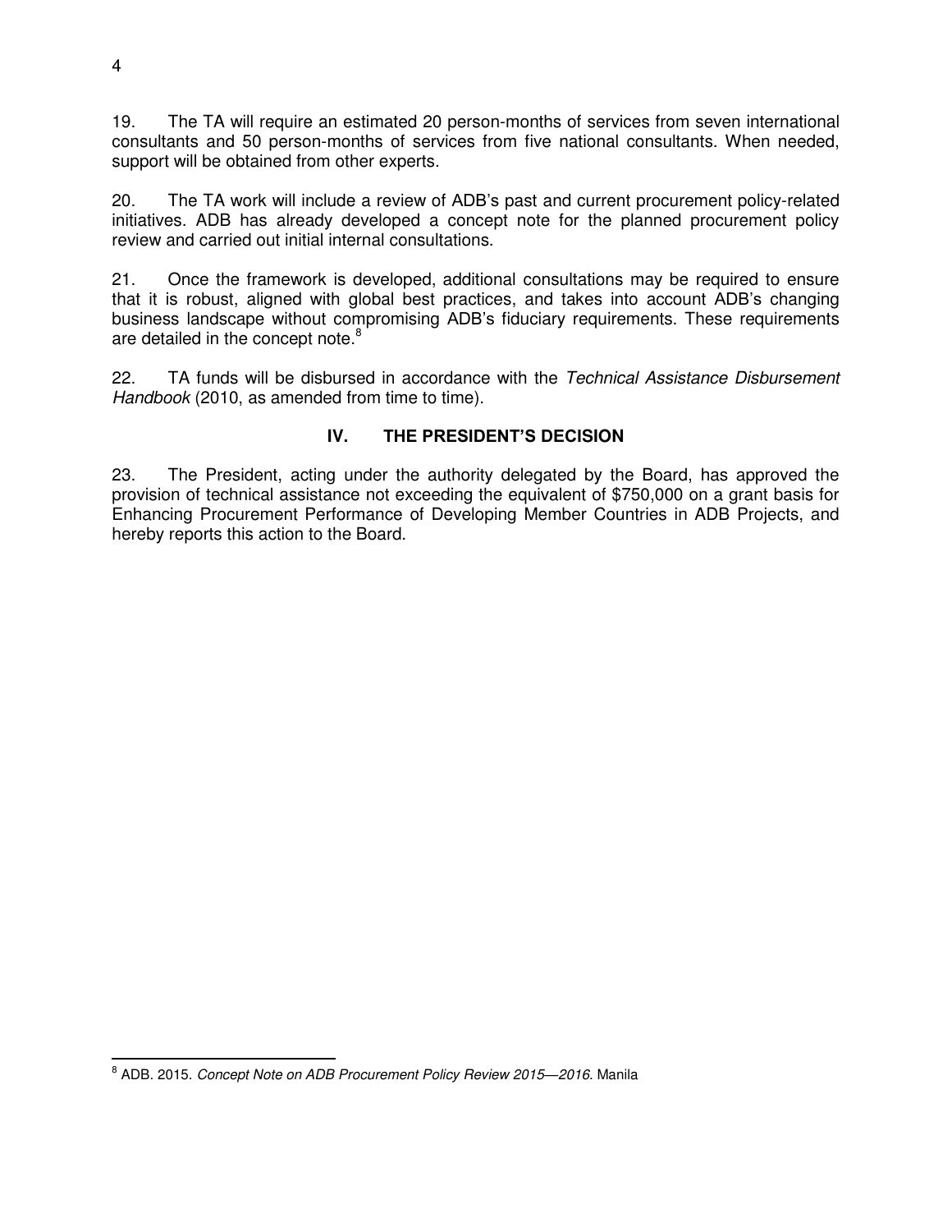19. The TA will require an estimated 20 person-months of services from seven international consultants and 50 person-months of services from five national consultants. When needed, support will be obtained from other experts.

20. The TA work will include a review of ADB's past and current procurement policy-related initiatives. ADB has already developed a concept note for the planned procurement policy review and carried out initial internal consultations.

21. Once the framework is developed, additional consultations may be required to ensure that it is robust, aligned with global best practices, and takes into account ADB's changing business landscape without compromising ADB's fiduciary requirements. These requirements are detailed in the concept note.[8]

22. TA funds will be disbursed in accordance with the *Technical Assistance Disbursement Handbook* (2010, as amended from time to time).

## IV. THE PRESIDENT'S DECISION

23. The President, acting under the authority delegated by the Board, has approved the provision of technical assistance not exceeding the equivalent of $750,000 on a grant basis for Enhancing Procurement Performance of Developing Member Countries in ADB Projects, and hereby reports this action to the Board.

---

[8] ADB. 2015. *Concept Note on ADB Procurement Policy Review 2015—2016*. Manila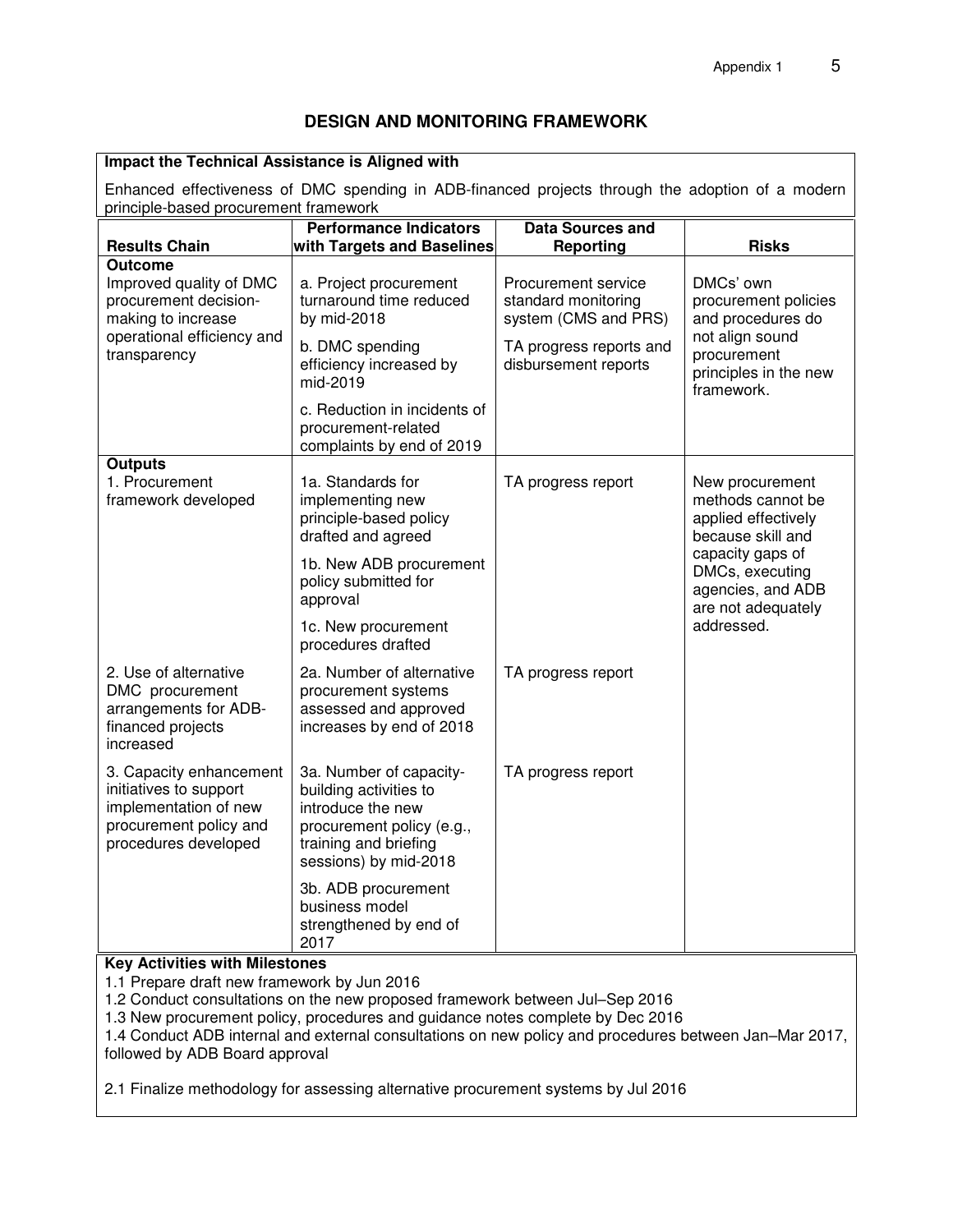## DESIGN AND MONITORING FRAMEWORK

**Impact the Technical Assistance is Aligned with**

Enhanced effectiveness of DMC spending in ADB-financed projects through the adoption of a modern principle-based procurement framework

| Results Chain | Performance Indicators with Targets and Baselines | Data Sources and Reporting | Risks |
|---|---|---|---|
| **Outcome**<br>Improved quality of DMC procurement decision-making to increase operational efficiency and transparency | a. Project procurement turnaround time reduced by mid-2018<br><br>b. DMC spending efficiency increased by mid-2019<br><br>c. Reduction in incidents of procurement-related complaints by end of 2019 | Procurement service standard monitoring system (CMS and PRS)<br><br>TA progress reports and disbursement reports | DMCs' own procurement policies and procedures do not align sound procurement principles in the new framework. |
| **Outputs**<br>1. Procurement framework developed | 1a. Standards for implementing new principle-based policy drafted and agreed<br><br>1b. New ADB procurement policy submitted for approval<br><br>1c. New procurement procedures drafted | TA progress report | New procurement methods cannot be applied effectively because skill and capacity gaps of DMCs, executing agencies, and ADB are not adequately addressed. |
| 2. Use of alternative DMC procurement arrangements for ADB-financed projects increased | 2a. Number of alternative procurement systems assessed and approved increases by end of 2018 | TA progress report | |
| 3. Capacity enhancement initiatives to support implementation of new procurement policy and procedures developed | 3a. Number of capacity-building activities to introduce the new procurement policy (e.g., training and briefing sessions) by mid-2018<br><br>3b. ADB procurement business model strengthened by end of 2017 | TA progress report | |

**Key Activities with Milestones**

1.1 Prepare draft new framework by Jun 2016
1.2 Conduct consultations on the new proposed framework between Jul–Sep 2016
1.3 New procurement policy, procedures and guidance notes complete by Dec 2016
1.4 Conduct ADB internal and external consultations on new policy and procedures between Jan–Mar 2017, followed by ADB Board approval

2.1 Finalize methodology for assessing alternative procurement systems by Jul 2016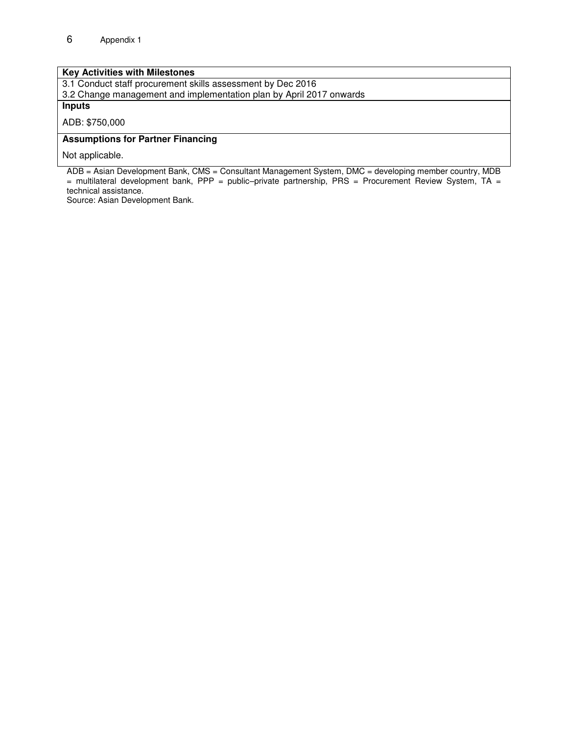| Key Activities with Milestones |
| --- |
| 3.1 Conduct staff procurement skills assessment by Dec 2016<br>3.2 Change management and implementation plan by April 2017 onwards |
| **Inputs** |
| ADB: $750,000 |
| **Assumptions for Partner Financing** |
| Not applicable. |

ADB = Asian Development Bank, CMS = Consultant Management System, DMC = developing member country, MDB = multilateral development bank, PPP = public–private partnership, PRS = Procurement Review System, TA = technical assistance.

Source: Asian Development Bank.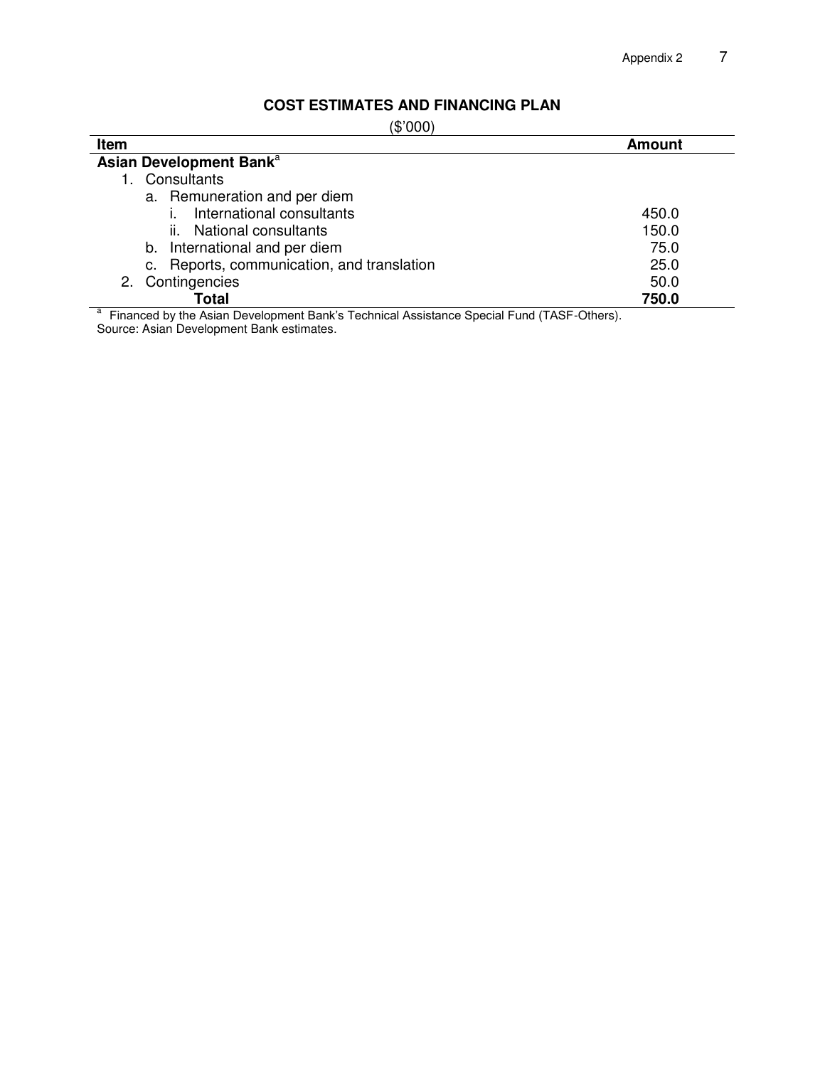## COST ESTIMATES AND FINANCING PLAN

($'000)

| Item | Amount |
|---|---|
| **Asian Development Bank**[a] | |
| 1. Consultants | |
| a. Remuneration and per diem | |
| i. International consultants | 450.0 |
| ii. National consultants | 150.0 |
| b. International and per diem | 75.0 |
| c. Reports, communication, and translation | 25.0 |
| 2. Contingencies | 50.0 |
| **Total** | **750.0** |

[a] Financed by the Asian Development Bank's Technical Assistance Special Fund (TASF-Others).

Source: Asian Development Bank estimates.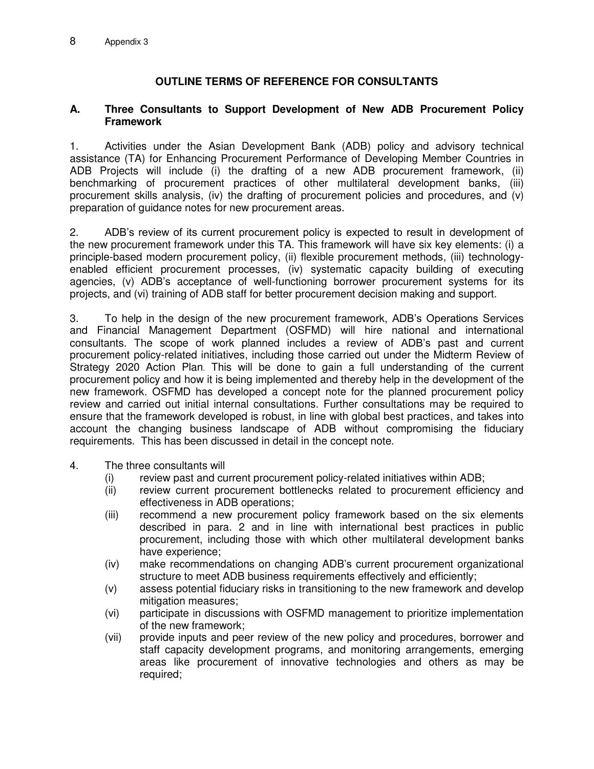# OUTLINE TERMS OF REFERENCE FOR CONSULTANTS

## A. Three Consultants to Support Development of New ADB Procurement Policy Framework

1. Activities under the Asian Development Bank (ADB) policy and advisory technical assistance (TA) for Enhancing Procurement Performance of Developing Member Countries in ADB Projects will include (i) the drafting of a new ADB procurement framework, (ii) benchmarking of procurement practices of other multilateral development banks, (iii) procurement skills analysis, (iv) the drafting of procurement policies and procedures, and (v) preparation of guidance notes for new procurement areas.

2. ADB's review of its current procurement policy is expected to result in development of the new procurement framework under this TA. This framework will have six key elements: (i) a principle-based modern procurement policy, (ii) flexible procurement methods, (iii) technology-enabled efficient procurement processes, (iv) systematic capacity building of executing agencies, (v) ADB's acceptance of well-functioning borrower procurement systems for its projects, and (vi) training of ADB staff for better procurement decision making and support.

3. To help in the design of the new procurement framework, ADB's Operations Services and Financial Management Department (OSFMD) will hire national and international consultants. The scope of work planned includes a review of ADB's past and current procurement policy-related initiatives, including those carried out under the Midterm Review of Strategy 2020 Action Plan. This will be done to gain a full understanding of the current procurement policy and how it is being implemented and thereby help in the development of the new framework. OSFMD has developed a concept note for the planned procurement policy review and carried out initial internal consultations. Further consultations may be required to ensure that the framework developed is robust, in line with global best practices, and takes into account the changing business landscape of ADB without compromising the fiduciary requirements. This has been discussed in detail in the concept note.

4. The three consultants will
   (i) review past and current procurement policy-related initiatives within ADB;
   (ii) review current procurement bottlenecks related to procurement efficiency and effectiveness in ADB operations;
   (iii) recommend a new procurement policy framework based on the six elements described in para. 2 and in line with international best practices in public procurement, including those with which other multilateral development banks have experience;
   (iv) make recommendations on changing ADB's current procurement organizational structure to meet ADB business requirements effectively and efficiently;
   (v) assess potential fiduciary risks in transitioning to the new framework and develop mitigation measures;
   (vi) participate in discussions with OSFMD management to prioritize implementation of the new framework;
   (vii) provide inputs and peer review of the new policy and procedures, borrower and staff capacity development programs, and monitoring arrangements, emerging areas like procurement of innovative technologies and others as may be required;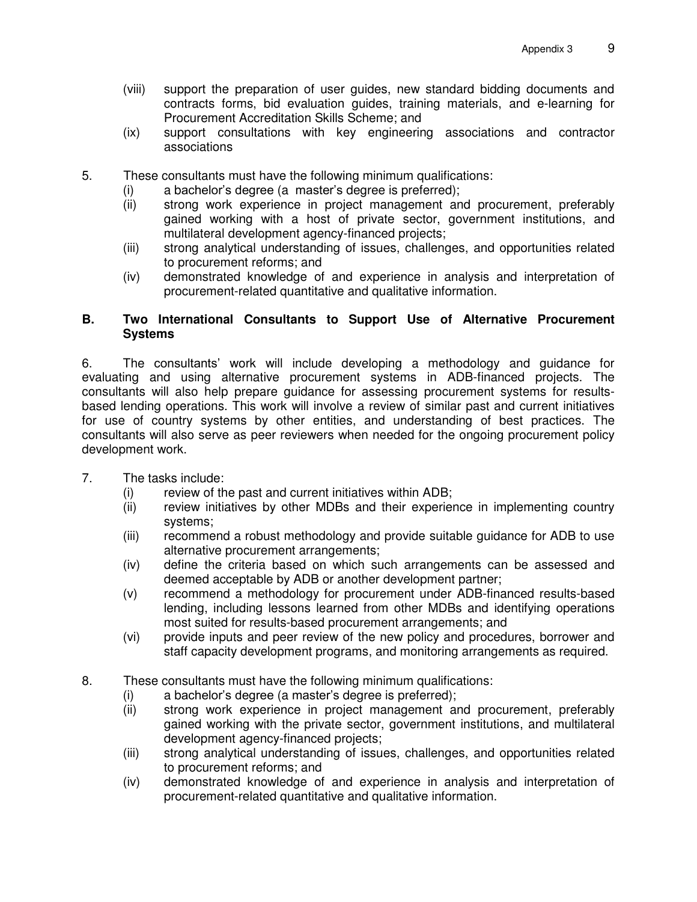(viii) support the preparation of user guides, new standard bidding documents and contracts forms, bid evaluation guides, training materials, and e-learning for Procurement Accreditation Skills Scheme; and

(ix) support consultations with key engineering associations and contractor associations

5. These consultants must have the following minimum qualifications:

(i) a bachelor's degree (a master's degree is preferred);

(ii) strong work experience in project management and procurement, preferably gained working with a host of private sector, government institutions, and multilateral development agency-financed projects;

(iii) strong analytical understanding of issues, challenges, and opportunities related to procurement reforms; and

(iv) demonstrated knowledge of and experience in analysis and interpretation of procurement-related quantitative and qualitative information.

### B. Two International Consultants to Support Use of Alternative Procurement Systems

6. The consultants' work will include developing a methodology and guidance for evaluating and using alternative procurement systems in ADB-financed projects. The consultants will also help prepare guidance for assessing procurement systems for results-based lending operations. This work will involve a review of similar past and current initiatives for use of country systems by other entities, and understanding of best practices. The consultants will also serve as peer reviewers when needed for the ongoing procurement policy development work.

7. The tasks include:

(i) review of the past and current initiatives within ADB;

(ii) review initiatives by other MDBs and their experience in implementing country systems;

(iii) recommend a robust methodology and provide suitable guidance for ADB to use alternative procurement arrangements;

(iv) define the criteria based on which such arrangements can be assessed and deemed acceptable by ADB or another development partner;

(v) recommend a methodology for procurement under ADB-financed results-based lending, including lessons learned from other MDBs and identifying operations most suited for results-based procurement arrangements; and

(vi) provide inputs and peer review of the new policy and procedures, borrower and staff capacity development programs, and monitoring arrangements as required.

8. These consultants must have the following minimum qualifications:

(i) a bachelor's degree (a master's degree is preferred);

(ii) strong work experience in project management and procurement, preferably gained working with the private sector, government institutions, and multilateral development agency-financed projects;

(iii) strong analytical understanding of issues, challenges, and opportunities related to procurement reforms; and

(iv) demonstrated knowledge of and experience in analysis and interpretation of procurement-related quantitative and qualitative information.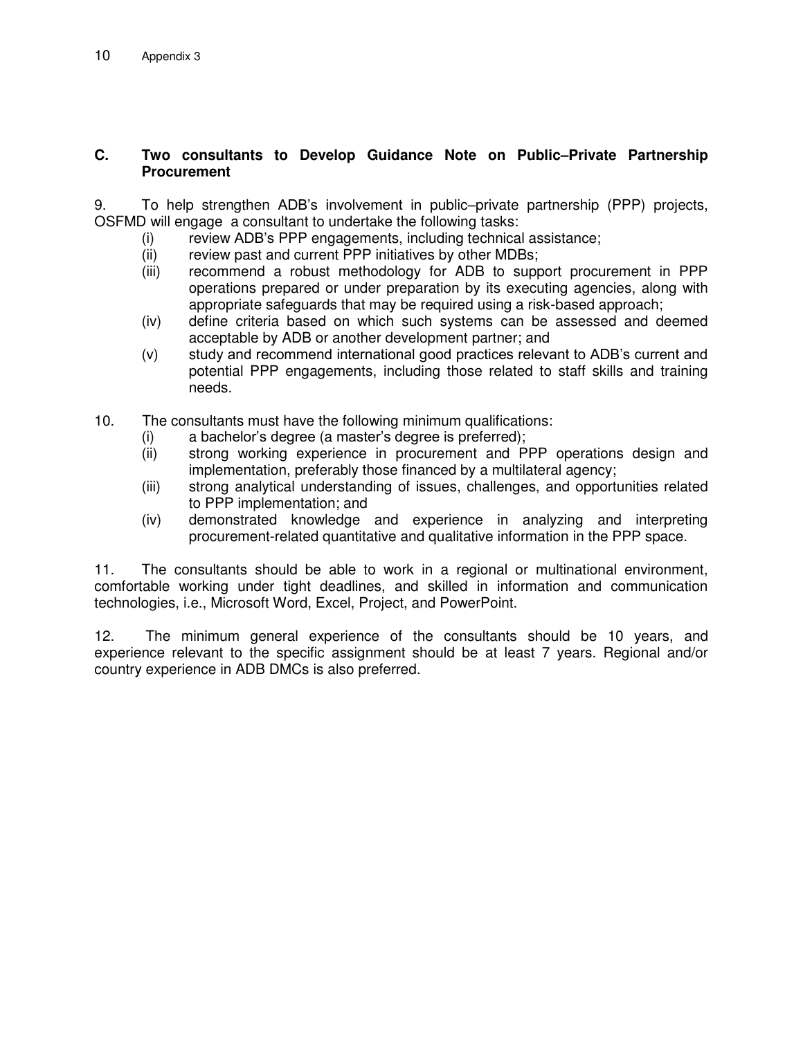### C. Two consultants to Develop Guidance Note on Public–Private Partnership Procurement

9. To help strengthen ADB's involvement in public–private partnership (PPP) projects, OSFMD will engage a consultant to undertake the following tasks:

- (i) review ADB's PPP engagements, including technical assistance;
- (ii) review past and current PPP initiatives by other MDBs;
- (iii) recommend a robust methodology for ADB to support procurement in PPP operations prepared or under preparation by its executing agencies, along with appropriate safeguards that may be required using a risk-based approach;
- (iv) define criteria based on which such systems can be assessed and deemed acceptable by ADB or another development partner; and
- (v) study and recommend international good practices relevant to ADB's current and potential PPP engagements, including those related to staff skills and training needs.

10. The consultants must have the following minimum qualifications:

- (i) a bachelor's degree (a master's degree is preferred);
- (ii) strong working experience in procurement and PPP operations design and implementation, preferably those financed by a multilateral agency;
- (iii) strong analytical understanding of issues, challenges, and opportunities related to PPP implementation; and
- (iv) demonstrated knowledge and experience in analyzing and interpreting procurement-related quantitative and qualitative information in the PPP space.

11. The consultants should be able to work in a regional or multinational environment, comfortable working under tight deadlines, and skilled in information and communication technologies, i.e., Microsoft Word, Excel, Project, and PowerPoint.

12. The minimum general experience of the consultants should be 10 years, and experience relevant to the specific assignment should be at least 7 years. Regional and/or country experience in ADB DMCs is also preferred.